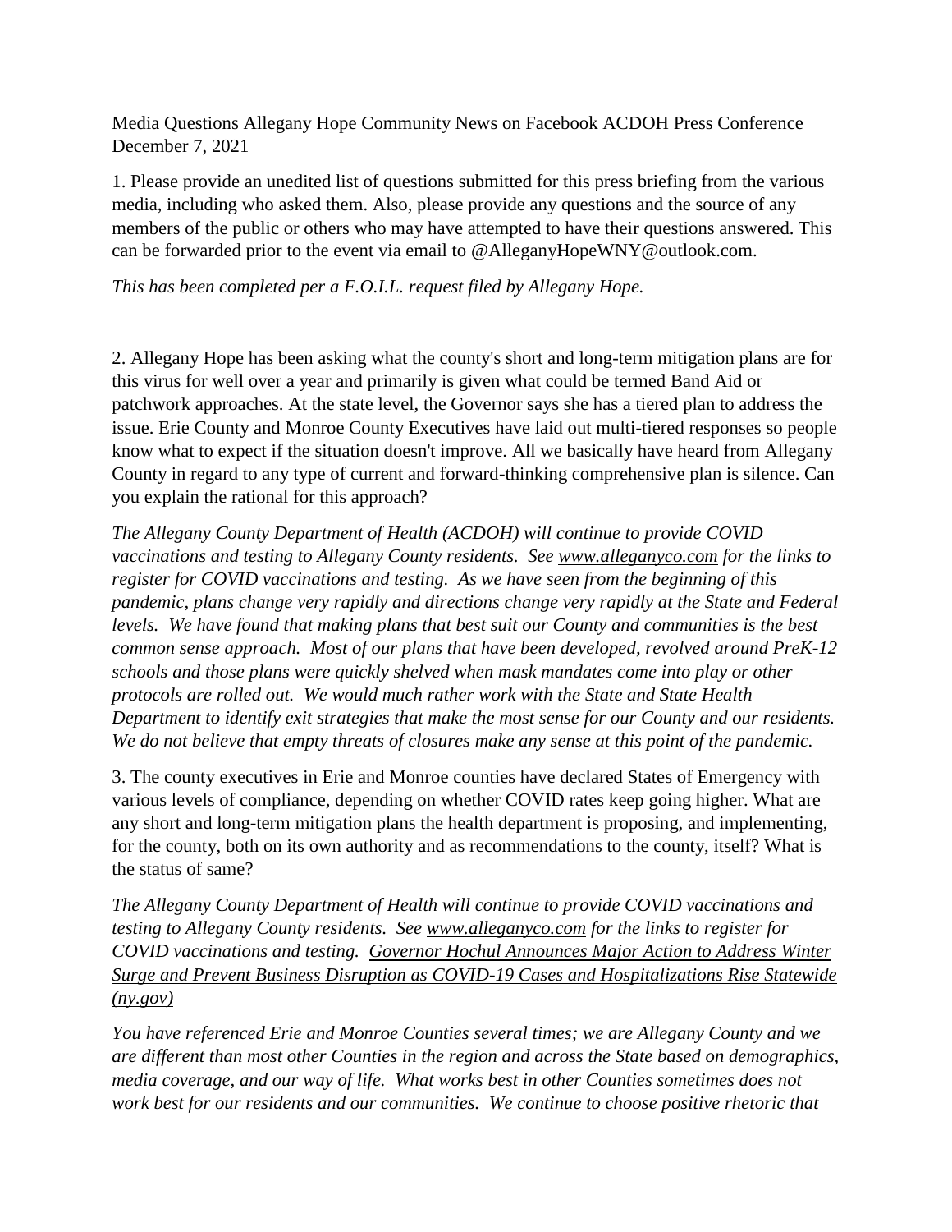Media Questions Allegany Hope Community News on Facebook ACDOH Press Conference December 7, 2021

1. Please provide an unedited list of questions submitted for this press briefing from the various media, including who asked them. Also, please provide any questions and the source of any members of the public or others who may have attempted to have their questions answered. This can be forwarded prior to the event via email to @AlleganyHopeWNY@outlook.com.

*This has been completed per a F.O.I.L. request filed by Allegany Hope.*

2. Allegany Hope has been asking what the county's short and long-term mitigation plans are for this virus for well over a year and primarily is given what could be termed Band Aid or patchwork approaches. At the state level, the Governor says she has a tiered plan to address the issue. Erie County and Monroe County Executives have laid out multi-tiered responses so people know what to expect if the situation doesn't improve. All we basically have heard from Allegany County in regard to any type of current and forward-thinking comprehensive plan is silence. Can you explain the rational for this approach?

*The Allegany County Department of Health (ACDOH) will continue to provide COVID vaccinations and testing to Allegany County residents. See [www.alleganyco.com](www.alleganyco.com) for the links to register for COVID vaccinations and testing. As we have seen from the beginning of this pandemic, plans change very rapidly and directions change very rapidly at the State and Federal levels. We have found that making plans that best suit our County and communities is the best common sense approach. Most of our plans that have been developed, revolved around PreK-12 schools and those plans were quickly shelved when mask mandates come into play or other protocols are rolled out. We would much rather work with the State and State Health Department to identify exit strategies that make the most sense for our County and our residents. We do not believe that empty threats of closures make any sense at this point of the pandemic.*

3. The county executives in Erie and Monroe counties have declared States of Emergency with various levels of compliance, depending on whether COVID rates keep going higher. What are any short and long-term mitigation plans the health department are proposing, and implementing, for the county, both on its own authority and as recommendations to the county, itself? What is the status of same?

*The Allegany County Department of Health will continue to provide COVID vaccinations and testing to Allegany County residents. See [www.alleganyco.com](www.alleganyco.com) for the links to register for COVID vaccinations and testing. Governor Hochul Announces Major Action to Address Winter Surge and Prevent Business Disruption as COVID-19 Cases and Hospitalizations Rise Statewide (ny.gov)*

*You have referenced Erie and Monroe Counties several times; we are Allegany County and we are different than most other Counties in the region and across the State based on demographics, media coverage, and our way of life. What works best in other Counties sometimes does not work best for our residents and our communities. We continue to choose positive rhetoric that*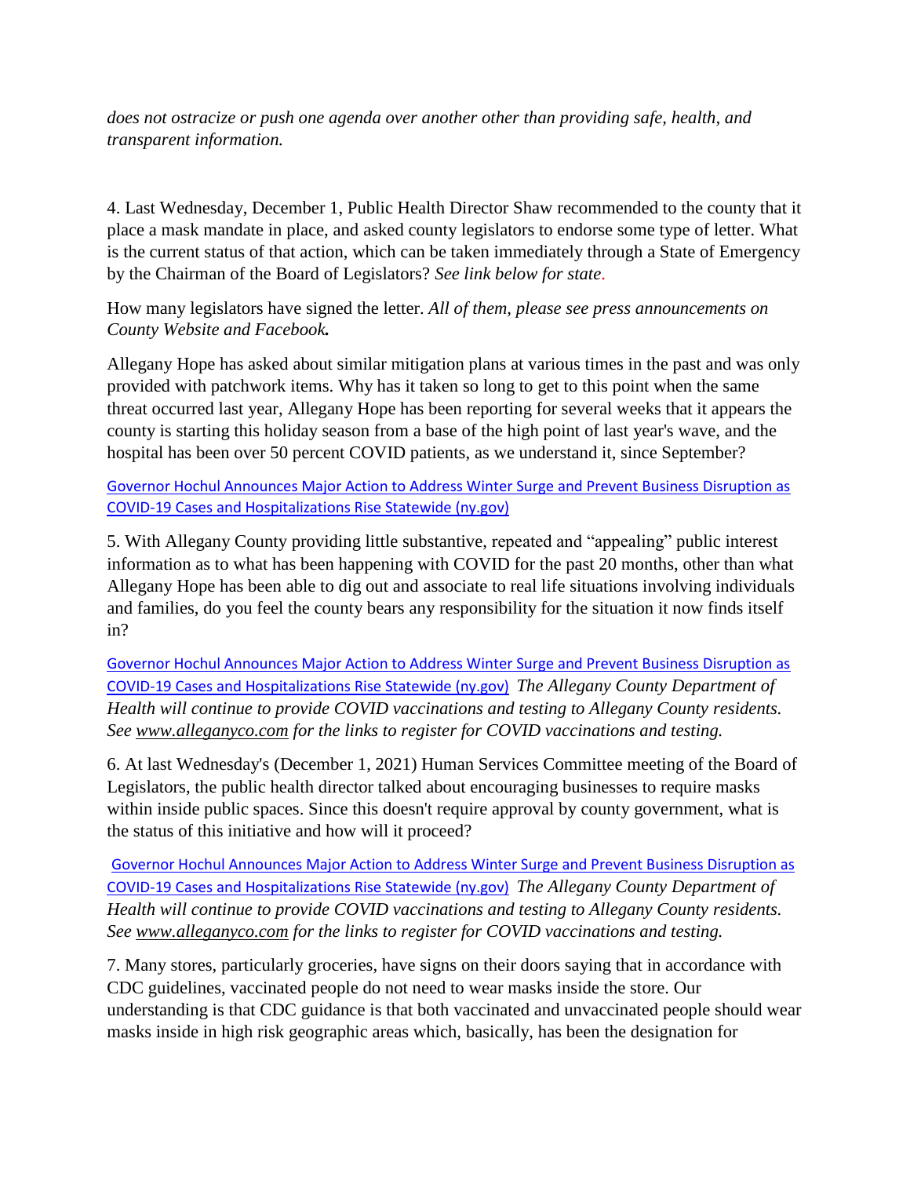*does not ostracize or push one agenda over another other than providing safe, health, and transparent information.*

4. Last Wednesday, December 1, Public Health Director Shaw recommended to the county that it place a mask mandate in place, and asked county legislators to endorse some type of letter. What is the current status of that action, which can be taken immediately through a State of Emergency by the Chairman of the Board of Legislators? *See link below for state.*

How many legislators have signed the letter. *All of them, please see press announcements on County Website and Facebook.*

Allegany Hope has asked about similar mitigation plans at various times in the past and was only provided with patchwork items. Why has it taken so long to get to this point when the same threat occurred last year, Allegany Hope has been reporting for several weeks that it appears the county is starting this holiday season from a base of the high point of last year's wave, and the hospital has been over 50 percent COVID patients, as we understand it, since September?

Governor Hochul Announces Major Action to Address Winter Surge and Prevent Business Disruption as COVID-19 Cases and Hospitalizations Rise Statewide (ny.gov)

5. With Allegany County providing little substantive, repeated and "appealing" public interest information as to what has been happening with COVID for the past 20 months, other than what Allegany Hope has been able to dig out and associate to real life situations involving individuals and families, do you feel the county bears any responsibility for the situation it now finds itself in?

Governor Hochul Announces Major Action to Address Winter Surge and Prevent Business Disruption as COVID-19 Cases and Hospitalizations Rise Statewide (ny.gov) *The Allegany County Department of Health will continue to provide COVID vaccinations and testing to Allegany County residents. See www.alleganyco.com for the links to register for COVID vaccinations and testing.*

6. At last Wednesday's (December 1, 2021) Human Services Committee meeting of the Board of Legislators, the public health director talked about encouraging businesses to require masks within inside public spaces. Since this doesn't require approval by county government, what is the status of this initiative and how will it proceed?

Governor Hochul Announces Major Action to Address Winter Surge and Prevent Business Disruption as COVID-19 Cases and Hospitalizations Rise Statewide (ny.gov) *The Allegany County Department of Health will continue to provide COVID vaccinations and testing to Allegany County residents. See www.alleganyco.com for the links to register for COVID vaccinations and testing.*

7. Many stores, particularly groceries, have signs on their doors saying that in accordance with CDC guidelines, vaccinated people do not need to wear masks inside the store. Our understanding is that CDC guidance is that both vaccinated and unvaccinated people should wear masks inside in high risk geographic areas which, basically, has been the designation for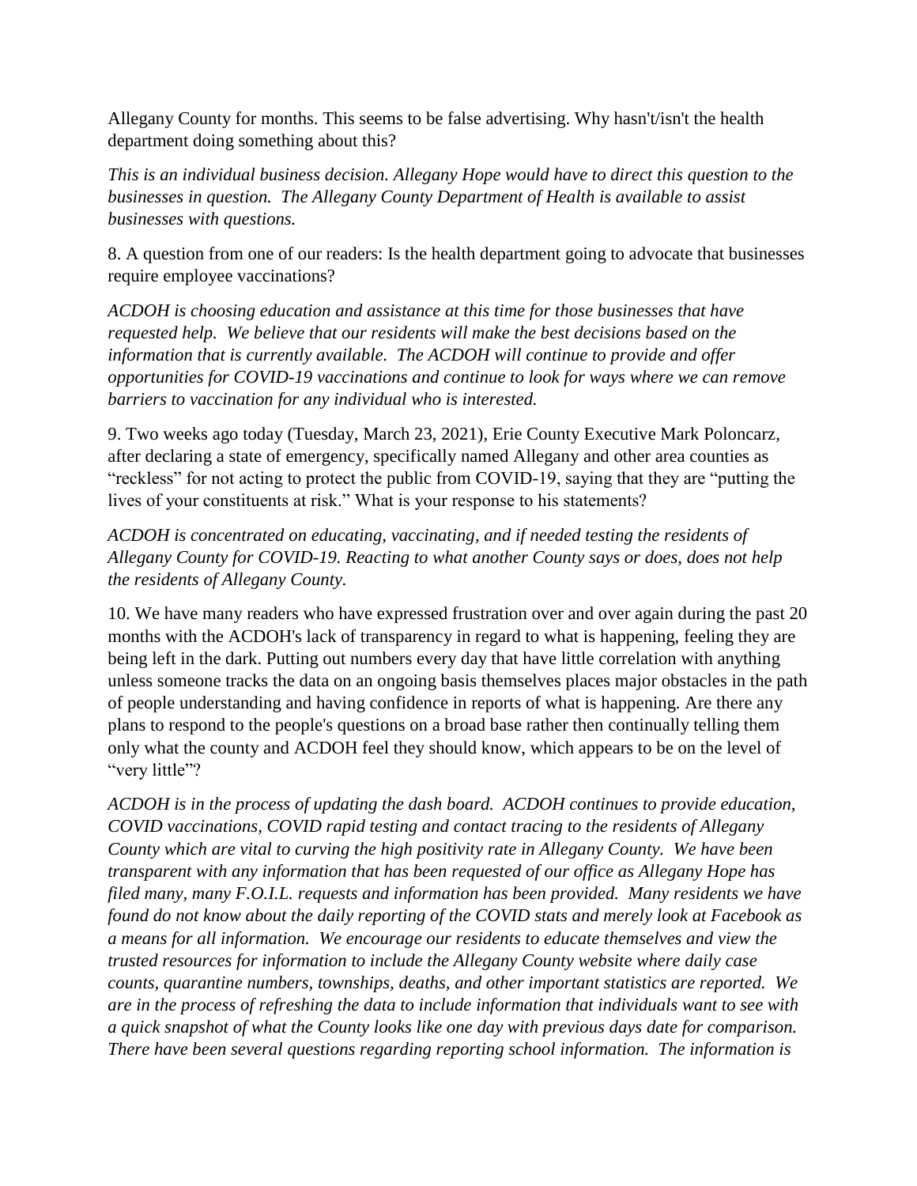Allegany County for months. This seems to be false advertising. Why hasn't/isn't the health department doing something about this?

*This is an individual business decision. Allegany Hope would have to direct this question to the businesses in question. The Allegany County Department of Health is available to assist businesses with questions.*

8. A question from one of our readers: Is the health department going to advocate that businesses require employee vaccinations?

*ACDOH is choosing education and assistance at this time for those businesses that have requested help. We believe that our residents will make the best decisions based on the information that is currently available. The ACDOH will continue to provide and offer opportunities for COVID-19 vaccinations and continue to look for ways where we can remove barriers to vaccination for any individual who is interested.*

9. Two weeks ago today (Tuesday, March 23, 2021), Erie County Executive Mark Poloncarz, after declaring a state of emergency, specifically named Allegany and other area counties as "reckless" for not acting to protect the public from COVID-19, saying that they are "putting the lives of your constituents at risk." What is your response to his statements?

*ACDOH is concentrated on educating, vaccinating, and if needed testing the residents of Allegany County for COVID-19. Reacting to what another County says or does, does not help the residents of Allegany County.*

10. We have many readers who have expressed frustration over and over again during the past 20 months with the ACDOH's lack of transparency in regard to what is happening, feeling they are being left in the dark. Putting out numbers every day that have little correlation with anything unless someone tracks the data on an ongoing basis themselves places major obstacles in the path of people understanding and having confidence in reports of what is happening. Are there any plans to respond to the people's questions on a broad base rather then continually telling them only what the county and ACDOH feel they should know, which appears to be on the level of "very little"?

*ACDOH is in the process of updating the dash board. ACDOH continues to provide education, COVID vaccinations, COVID rapid testing and contact tracing to the residents of Allegany County which are vital to curving the high positivity rate in Allegany County. We have been transparent with any information that has been requested of our office as Allegany Hope has filed many, many F.O.I.L. requests and information has been provided. Many residents we have found do not know about the daily reporting of the COVID stats and merely look at Facebook as a means for all information. We encourage our residents to educate themselves and view the trusted resources for information to include the Allegany County website where daily case counts, quarantine numbers, townships, deaths, and other important statistics are reported. We are in the process of refreshing the data to include information that individuals want to see with a quick snapshot of what the County looks like one day with previous days date for comparison. There have been several questions regarding reporting school information. The information is*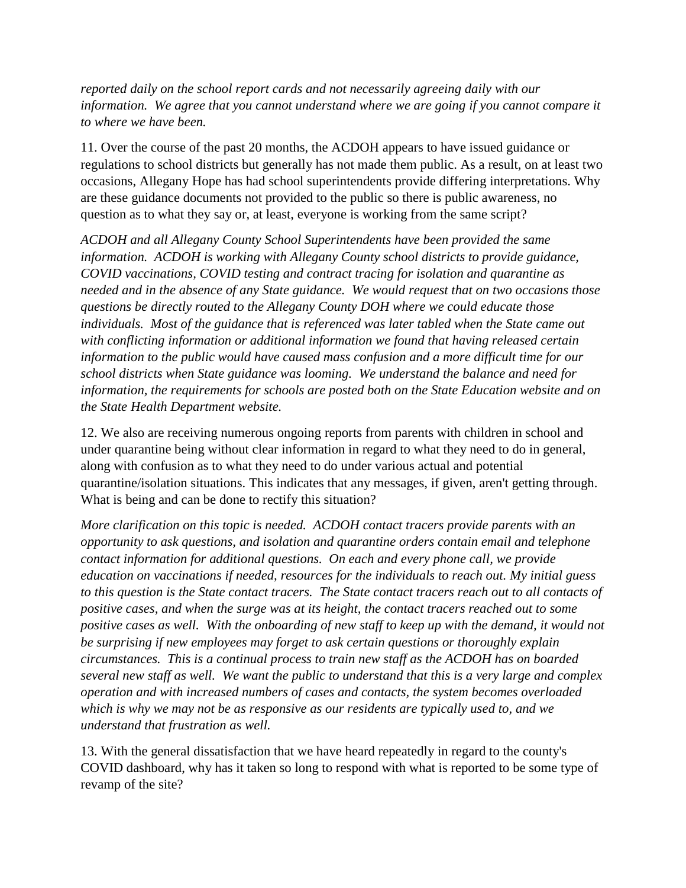*reported daily on the school report cards and not necessarily agreeing daily with our information.  We agree that you cannot understand where we are going if you cannot compare it to where we have been.*

11. Over the course of the past 20 months, the ACDOH appears to have issued guidance or regulations to school districts but generally has not made them public. As a result, on at least two occasions, Allegany Hope has had school superintendents provide differing interpretations. Why are these guidance documents not provided to the public so there is public awareness, no question as to what they say or, at least, everyone is working from the same script?

*ACDOH and all Allegany County School Superintendents have been provided the same information.  ACDOH is working with Allegany County school districts to provide guidance, COVID vaccinations, COVID testing and contract tracing for isolation and quarantine as needed and in the absence of any State guidance.  We would request that on two occasions those questions be directly routed to the Allegany County DOH where we could educate those individuals.  Most of the guidance that is referenced was later tabled when the State came out with conflicting information or additional information we found that having released certain information to the public would have caused mass confusion and a more difficult time for our school districts when State guidance was looming.  We understand the balance and need for information, the requirements for schools are posted both on the State Education website and on the State Health Department website.*

12. We also are receiving numerous ongoing reports from parents with children in school and under quarantine being without clear information in regard to what they need to do in general, along with confusion as to what they need to do under various actual and potential quarantine/isolation situations. This indicates that any messages, if given, aren't getting through. What is being and can be done to rectify this situation?

*More clarification on this topic is needed.  ACDOH contact tracers provide parents with an opportunity to ask questions, and isolation and quarantine orders contain email and telephone contact information for additional questions.  On each and every phone call, we provide education on vaccinations if needed, resources for the individuals to reach out. My initial guess to this question is the State contact tracers.  The State contact tracers reach out to all contacts of positive cases, and when the surge was at its height, the contact tracers reached out to some positive cases as well.  With the onboarding of new staff to keep up with the demand, it would not be surprising if new employees may forget to ask certain questions or thoroughly explain circumstances.  This is a continual process to train new staff as the ACDOH has on boarded several new staff as well.  We want the public to understand that this is a very large and complex operation and with increased numbers of cases and contacts, the system becomes overloaded which is why we may not be as responsive as our residents are typically used to, and we understand that frustration as well.*

13. With the general dissatisfaction that we have heard repeatedly in regard to the county's COVID dashboard, why has it taken so long to respond with what is reported to be some type of revamp of the site?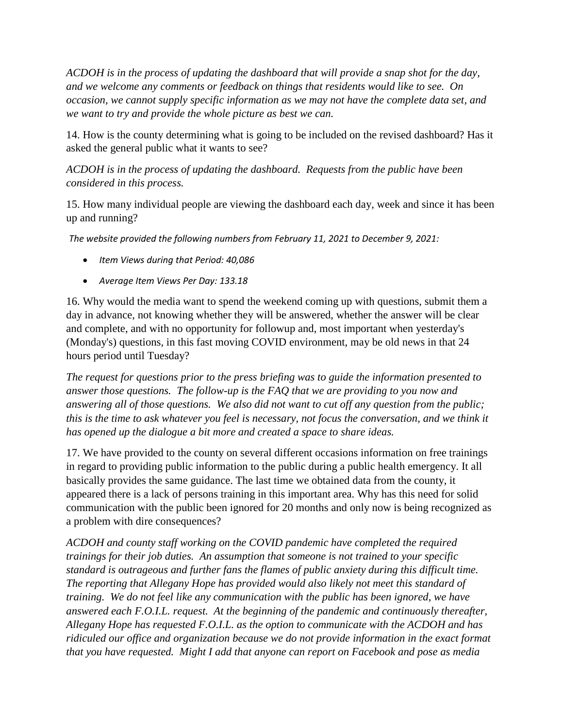*ACDOH is in the process of updating the dashboard that will provide a snap shot for the day, and we welcome any comments or feedback on things that residents would like to see. On occasion, we cannot supply specific information as we may not have the complete data set, and we want to try and provide the whole picture as best we can.*

14. How is the county determining what is going to be included on the revised dashboard? Has it asked the general public what it wants to see?

*ACDOH is in the process of updating the dashboard. Requests from the public have been considered in this process.*

15. How many individual people are viewing the dashboard each day, week and since it has been up and running?

*The website provided the following numbers from February 11, 2021 to December 9, 2021:*

- *Item Views during that Period: 40,086*
- *Average Item Views Per Day: 133.18*

16. Why would the media want to spend the weekend coming up with questions, submit them a day in advance, not knowing whether they will be answered, whether the answer will be clear and complete, and with no opportunity for followup and, most important when yesterday's (Monday's) questions, in this fast moving COVID environment, may be old news in that 24 hours period until Tuesday?

*The request for questions prior to the press briefing was to guide the information presented to answer those questions. The follow-up is the FAQ that we are providing to you now and answering all of those questions. We also did not want to cut off any question from the public; this is the time to ask whatever you feel is necessary, not focus the conversation, and we think it has opened up the dialogue a bit more and created a space to share ideas.*

17. We have provided to the county on several different occasions information on free trainings in regard to providing public information to the public during a public health emergency. It all basically provides the same guidance. The last time we obtained data from the county, it appeared there is a lack of persons training in this important area. Why has this need for solid communication with the public been ignored for 20 months and only now is being recognized as a problem with dire consequences?

*ACDOH and county staff working on the COVID pandemic have completed the required trainings for their job duties. An assumption that someone is not trained to your specific standard is outrageous and further fans the flames of public anxiety during this difficult time. The reporting that Allegany Hope has provided would also likely not meet this standard of training. We do not feel like any communication with the public has been ignored, we have answered each F.O.I.L. request. At the beginning of the pandemic and continuously thereafter, Allegany Hope has requested F.O.I.L. as the option to communicate with the ACDOH and has ridiculed our office and organization because we do not provide information in the exact format that you have requested. Might I add that anyone can report on Facebook and pose as media*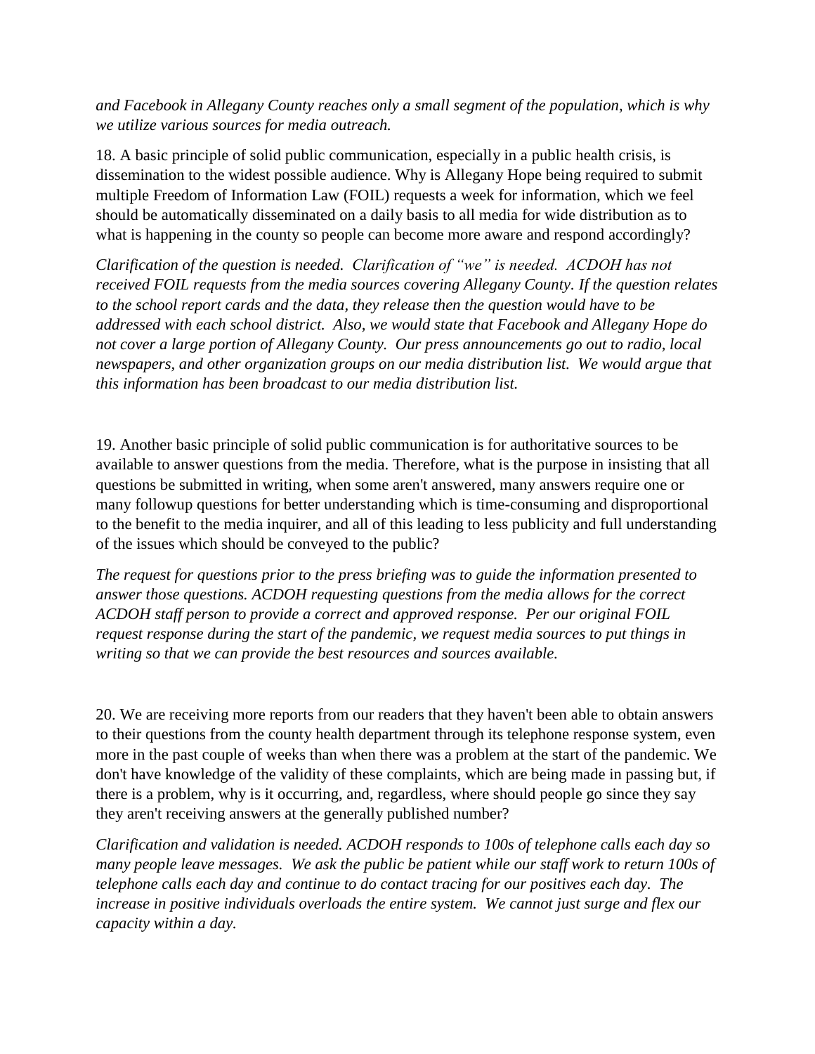*and Facebook in Allegany County reaches only a small segment of the population, which is why we utilize various sources for media outreach.*

18. A basic principle of solid public communication, especially in a public health crisis, is dissemination to the widest possible audience. Why is Allegany Hope being required to submit multiple Freedom of Information Law (FOIL) requests a week for information, which we feel should be automatically disseminated on a daily basis to all media for wide distribution as to what is happening in the county so people can become more aware and respond accordingly?

*Clarification of the question is needed. Clarification of "we" is needed. ACDOH has not received FOIL requests from the media sources covering Allegany County. If the question relates to the school report cards and the data, they release then the question would have to be addressed with each school district. Also, we would state that Facebook and Allegany Hope do not cover a large portion of Allegany County. Our press announcements go out to radio, local newspapers, and other organization groups on our media distribution list. We would argue that this information has been broadcast to our media distribution list.*

19. Another basic principle of solid public communication is for authoritative sources to be available to answer questions from the media. Therefore, what is the purpose in insisting that all questions be submitted in writing, when some aren't answered, many answers require one or many followup questions for better understanding which is time-consuming and disproportional to the benefit to the media inquirer, and all of this leading to less publicity and full understanding of the issues which should be conveyed to the public?

*The request for questions prior to the press briefing was to guide the information presented to answer those questions. ACDOH requesting questions from the media allows for the correct ACDOH staff person to provide a correct and approved response. Per our original FOIL request response during the start of the pandemic, we request media sources to put things in writing so that we can provide the best resources and sources available.*

20. We are receiving more reports from our readers that they haven't been able to obtain answers to their questions from the county health department through its telephone response system, even more in the past couple of weeks than when there was a problem at the start of the pandemic. We don't have knowledge of the validity of these complaints, which are being made in passing but, if there is a problem, why is it occurring, and, regardless, where should people go since they say they aren't receiving answers at the generally published number?

*Clarification and validation is needed. ACDOH responds to 100s of telephone calls each day so many people leave messages. We ask the public be patient while our staff work to return 100s of telephone calls each day and continue to do contact tracing for our positives each day. The increase in positive individuals overloads the entire system. We cannot just surge and flex our capacity within a day.*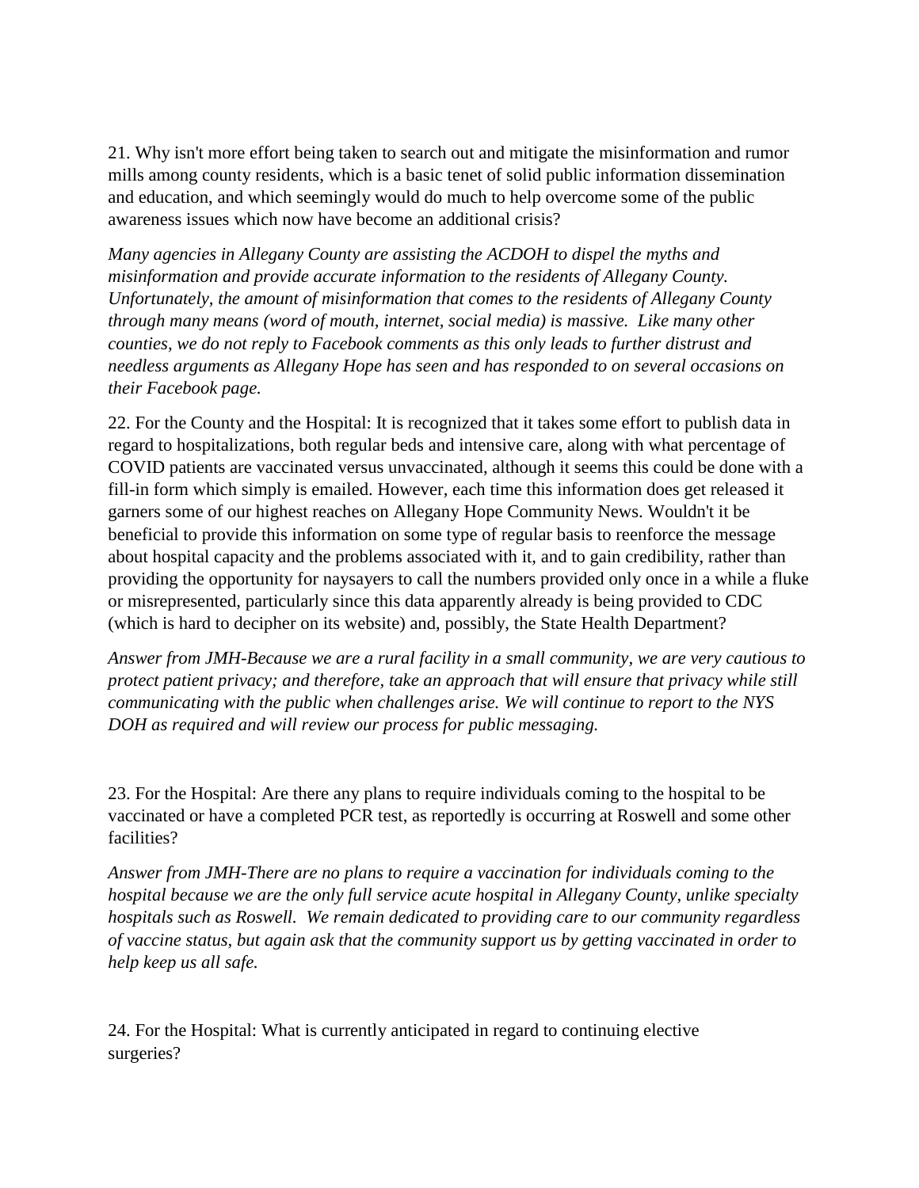21. Why isn't more effort being taken to search out and mitigate the misinformation and rumor mills among county residents, which is a basic tenet of solid public information dissemination and education, and which seemingly would do much to help overcome some of the public awareness issues which now have become an additional crisis?

*Many agencies in Allegany County are assisting the ACDOH to dispel the myths and misinformation and provide accurate information to the residents of Allegany County. Unfortunately, the amount of misinformation that comes to the residents of Allegany County through many means (word of mouth, internet, social media) is massive. Like many other counties, we do not reply to Facebook comments as this only leads to further distrust and needless arguments as Allegany Hope has seen and has responded to on several occasions on their Facebook page.*

22. For the County and the Hospital: It is recognized that it takes some effort to publish data in regard to hospitalizations, both regular beds and intensive care, along with what percentage of COVID patients are vaccinated versus unvaccinated, although it seems this could be done with a fill-in form which simply is emailed. However, each time this information does get released it garners some of our highest reaches on Allegany Hope Community News. Wouldn't it be beneficial to provide this information on some type of regular basis to reenforce the message about hospital capacity and the problems associated with it, and to gain credibility, rather than providing the opportunity for naysayers to call the numbers provided only once in a while a fluke or misrepresented, particularly since this data apparently already is being provided to CDC (which is hard to decipher on its website) and, possibly, the State Health Department?

*Answer from JMH-Because we are a rural facility in a small community, we are very cautious to protect patient privacy; and therefore, take an approach that will ensure that privacy while still communicating with the public when challenges arise. We will continue to report to the NYS DOH as required and will review our process for public messaging.*

23. For the Hospital: Are there any plans to require individuals coming to the hospital to be vaccinated or have a completed PCR test, as reportedly is occurring at Roswell and some other facilities?

*Answer from JMH-There are no plans to require a vaccination for individuals coming to the hospital because we are the only full service acute hospital in Allegany County, unlike specialty hospitals such as Roswell. We remain dedicated to providing care to our community regardless of vaccine status, but again ask that the community support us by getting vaccinated in order to help keep us all safe.*

24. For the Hospital: What is currently anticipated in regard to continuing elective surgeries?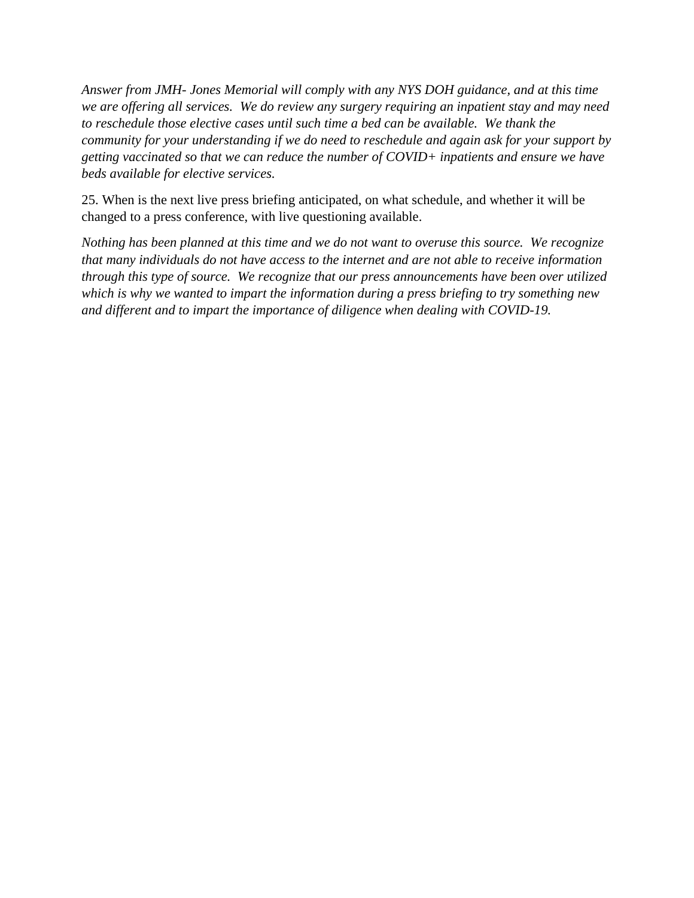*Answer from JMH- Jones Memorial will comply with any NYS DOH guidance, and at this time we are offering all services. We do review any surgery requiring an inpatient stay and may need to reschedule those elective cases until such time a bed can be available. We thank the community for your understanding if we do need to reschedule and again ask for your support by getting vaccinated so that we can reduce the number of COVID+ inpatients and ensure we have beds available for elective services.*

25. When is the next live press briefing anticipated, on what schedule, and whether it will be changed to a press conference, with live questioning available.

*Nothing has been planned at this time and we do not want to overuse this source. We recognize that many individuals do not have access to the internet and are not able to receive information through this type of source. We recognize that our press announcements have been over utilized which is why we wanted to impart the information during a press briefing to try something new and different and to impart the importance of diligence when dealing with COVID-19.*